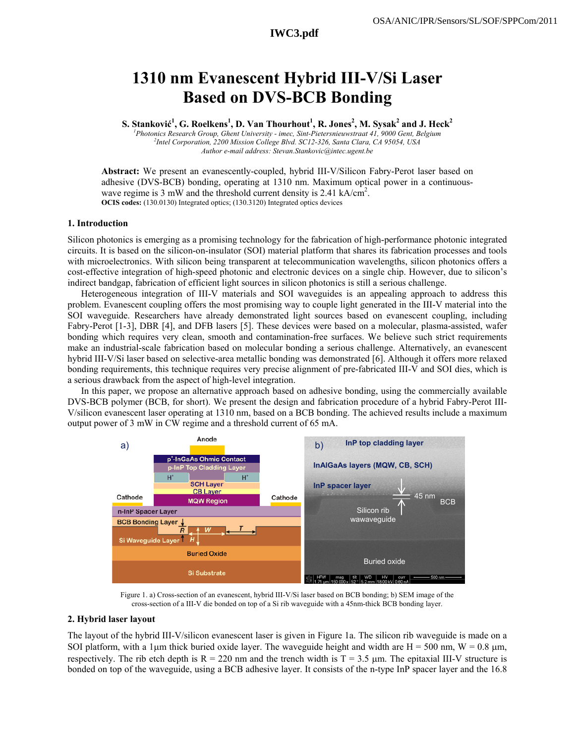# 1310 nm Evanescent Hybrid III-V/Si Laser Based on DVS-BCB Bonding

**S. Stanković[1], G. Roelkens[1], D. Van Thourhout[1], R. Jones[2], M. Sysak[2] and J. Heck[2]**

[1]*Photonics Research Group, Ghent University - imec, Sint-Pietersnieuwstraat 41, 9000 Gent, Belgium*
[2]*Intel Corporation, 2200 Mission College Blvd. SC12-326, Santa Clara, CA 95054, USA*
*Author e-mail address: Stevan.Stankovic@intec.ugent.be*

**Abstract:** We present an evanescently-coupled, hybrid III-V/Silicon Fabry-Perot laser based on adhesive (DVS-BCB) bonding, operating at 1310 nm. Maximum optical power in a continuous-wave regime is 3 mW and the threshold current density is 2.41 kA/cm$^2$.
**OCIS codes:** (130.0130) Integrated optics; (130.3120) Integrated optics devices

## 1. Introduction

Silicon photonics is emerging as a promising technology for the fabrication of high-performance photonic integrated circuits. It is based on the silicon-on-insulator (SOI) material platform that shares its fabrication processes and tools with microelectronics. With silicon being transparent at telecommunication wavelengths, silicon photonics offers a cost-effective integration of high-speed photonic and electronic devices on a single chip. However, due to silicon's indirect bandgap, fabrication of efficient light sources in silicon photonics is still a serious challenge.

Heterogeneous integration of III-V materials and SOI waveguides is an appealing approach to address this problem. Evanescent coupling offers the most promising way to couple light generated in the III-V material into the SOI waveguide. Researchers have already demonstrated light sources based on evanescent coupling, including Fabry-Perot [1-3], DBR [4], and DFB lasers [5]. These devices were based on a molecular, plasma-assisted, wafer bonding which requires very clean, smooth and contamination-free surfaces. We believe such strict requirements make an industrial-scale fabrication based on molecular bonding a serious challenge. Alternatively, an evanescent hybrid III-V/Si laser based on selective-area metallic bonding was demonstrated [6]. Although it offers more relaxed bonding requirements, this technique requires very precise alignment of pre-fabricated III-V and SOI dies, which is a serious drawback from the aspect of high-level integration.

In this paper, we propose an alternative approach based on adhesive bonding, using the commercially available DVS-BCB polymer (BCB, for short). We present the design and fabrication procedure of a hybrid Fabry-Perot III-V/silicon evanescent laser operating at 1310 nm, based on a BCB bonding. The achieved results include a maximum output power of 3 mW in CW regime and a threshold current of 65 mA.

Figure 1. a) Cross-section of an evanescent, hybrid III-V/Si laser based on BCB bonding; b) SEM image of the cross-section of a III-V die bonded on top of a Si rib waveguide with a 45nm-thick BCB bonding layer.

## 2. Hybrid laser layout

The layout of the hybrid III-V/silicon evanescent laser is given in Figure 1a. The silicon rib waveguide is made on a SOI platform, with a 1µm thick buried oxide layer. The waveguide height and width are H = 500 nm, W = 0.8 µm, respectively. The rib etch depth is R = 220 nm and the trench width is T = 3.5 µm. The epitaxial III-V structure is bonded on top of the waveguide, using a BCB adhesive layer. It consists of the n-type InP spacer layer and the 16.8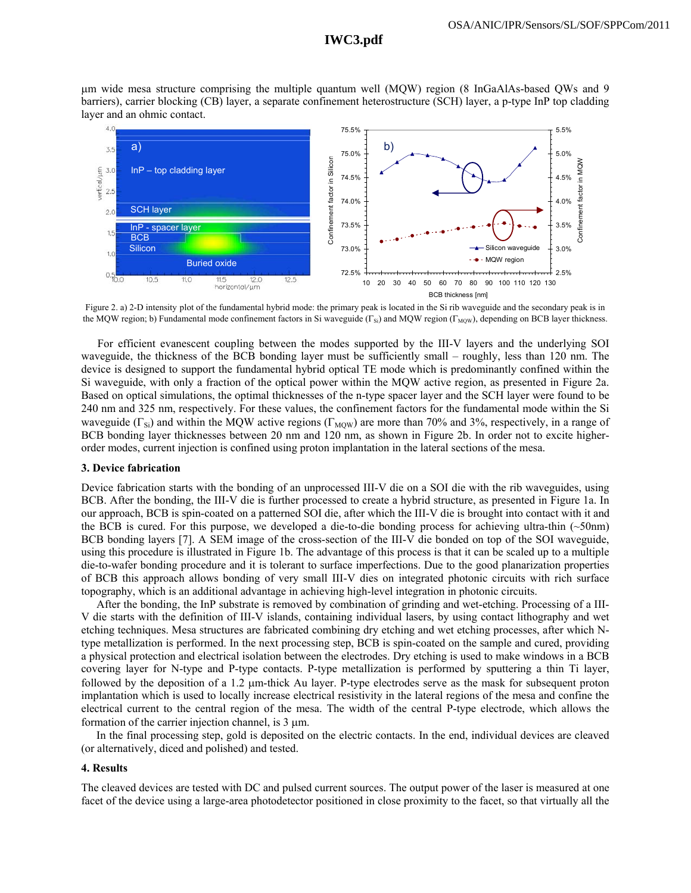μm wide mesa structure comprising the multiple quantum well (MQW) region (8 InGaAlAs-based QWs and 9 barriers), carrier blocking (CB) layer, a separate confinement heterostructure (SCH) layer, a p-type InP top cladding layer and an ohmic contact.

Figure 2. a) 2-D intensity plot of the fundamental hybrid mode: the primary peak is located in the Si rib waveguide and the secondary peak is in the MQW region; b) Fundamental mode confinement factors in Si waveguide ($\Gamma_{Si}$) and MQW region ($\Gamma_{MQW}$), depending on BCB layer thickness.

For efficient evanescent coupling between the modes supported by the III-V layers and the underlying SOI waveguide, the thickness of the BCB bonding layer must be sufficiently small – roughly, less than 120 nm. The device is designed to support the fundamental hybrid optical TE mode which is predominantly confined within the Si waveguide, with only a fraction of the optical power within the MQW active region, as presented in Figure 2a. Based on optical simulations, the optimal thicknesses of the n-type spacer layer and the SCH layer were found to be 240 nm and 325 nm, respectively. For these values, the confinement factors for the fundamental mode within the Si waveguide ($\Gamma_{Si}$) and within the MQW active regions ($\Gamma_{MQW}$) are more than 70% and 3%, respectively, in a range of BCB bonding layer thicknesses between 20 nm and 120 nm, as shown in Figure 2b. In order not to excite higher-order modes, current injection is confined using proton implantation in the lateral sections of the mesa.

## 3. Device fabrication

Device fabrication starts with the bonding of an unprocessed III-V die on a SOI die with the rib waveguides, using BCB. After the bonding, the III-V die is further processed to create a hybrid structure, as presented in Figure 1a. In our approach, BCB is spin-coated on a patterned SOI die, after which the III-V die is brought into contact with it and the BCB is cured. For this purpose, we developed a die-to-die bonding process for achieving ultra-thin (~50nm) BCB bonding layers [7]. A SEM image of the cross-section of the III-V die bonded on top of the SOI waveguide, using this procedure is illustrated in Figure 1b. The advantage of this process is that it can be scaled up to a multiple die-to-wafer bonding procedure and it is tolerant to surface imperfections. Due to the good planarization properties of BCB this approach allows bonding of very small III-V dies on integrated photonic circuits with rich surface topography, which is an additional advantage in achieving high-level integration in photonic circuits.

After the bonding, the InP substrate is removed by combination of grinding and wet-etching. Processing of a III-V die starts with the definition of III-V islands, containing individual lasers, by using contact lithography and wet etching techniques. Mesa structures are fabricated combining dry etching and wet etching processes, after which N-type metallization is performed. In the next processing step, BCB is spin-coated on the sample and cured, providing a physical protection and electrical isolation between the electrodes. Dry etching is used to make windows in a BCB covering layer for N-type and P-type contacts. P-type metallization is performed by sputtering a thin Ti layer, followed by the deposition of a 1.2 μm-thick Au layer. P-type electrodes serve as the mask for subsequent proton implantation which is used to locally increase electrical resistivity in the lateral regions of the mesa and confine the electrical current to the central region of the mesa. The width of the central P-type electrode, which allows the formation of the carrier injection channel, is 3 μm.

In the final processing step, gold is deposited on the electric contacts. In the end, individual devices are cleaved (or alternatively, diced and polished) and tested.

## 4. Results

The cleaved devices are tested with DC and pulsed current sources. The output power of the laser is measured at one facet of the device using a large-area photodetector positioned in close proximity to the facet, so that virtually all the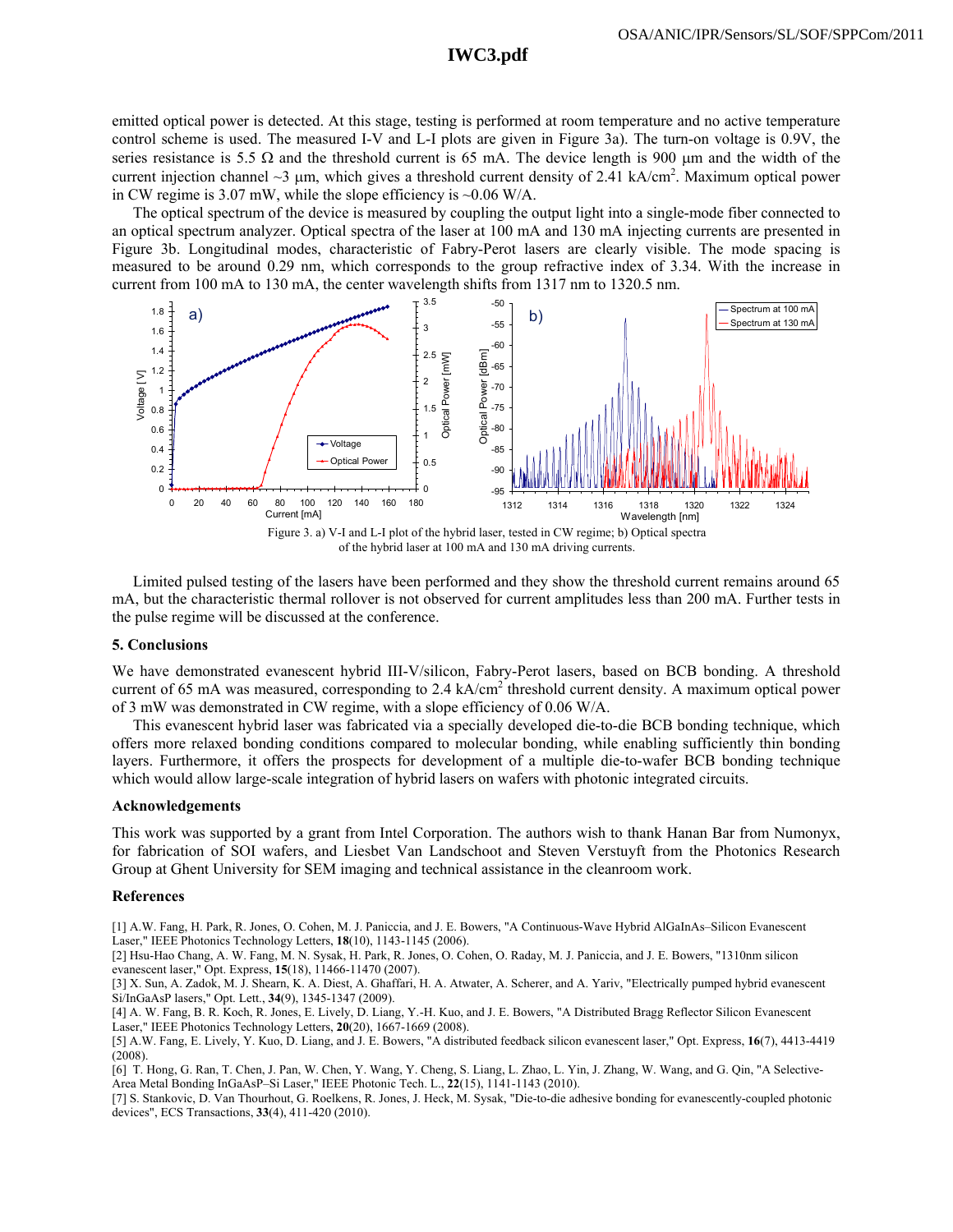emitted optical power is detected. At this stage, testing is performed at room temperature and no active temperature control scheme is used. The measured I-V and L-I plots are given in Figure 3a). The turn-on voltage is 0.9V, the series resistance is 5.5 Ω and the threshold current is 65 mA. The device length is 900 μm and the width of the current injection channel ~3 μm, which gives a threshold current density of 2.41 kA/cm$^2$. Maximum optical power in CW regime is 3.07 mW, while the slope efficiency is ~0.06 W/A.

The optical spectrum of the device is measured by coupling the output light into a single-mode fiber connected to an optical spectrum analyzer. Optical spectra of the laser at 100 mA and 130 mA injecting currents are presented in Figure 3b. Longitudinal modes, characteristic of Fabry-Perot lasers are clearly visible. The mode spacing is measured to be around 0.29 nm, which corresponds to the group refractive index of 3.34. With the increase in current from 100 mA to 130 mA, the center wavelength shifts from 1317 nm to 1320.5 nm.

a)
Voltage [V]
0
0.2
0.4
0.6
0.8
1
1.2
1.4
1.6
1.8
Optical Power [mW]
0
0.5
1
1.5
2
2.5
3
3.5
Current [mA]
0
20
40
60
80
100
120
140
160
180
Voltage
Optical Power

b)
Optical Power [dBm]
-95
-90
-85
-80
-75
-70
-65
-60
-55
-50
Wavelength [nm]
1312
1314
1316
1318
1320
1322
1324
Spectrum at 100 mA
Spectrum at 130 mA

Figure 3. a) V-I and L-I plot of the hybrid laser, tested in CW regime; b) Optical spectra of the hybrid laser at 100 mA and 130 mA driving currents.

Limited pulsed testing of the lasers have been performed and they show the threshold current remains around 65 mA, but the characteristic thermal rollover is not observed for current amplitudes less than 200 mA. Further tests in the pulse regime will be discussed at the conference.

## 5. Conclusions

We have demonstrated evanescent hybrid III-V/silicon, Fabry-Perot lasers, based on BCB bonding. A threshold current of 65 mA was measured, corresponding to 2.4 kA/cm$^2$ threshold current density. A maximum optical power of 3 mW was demonstrated in CW regime, with a slope efficiency of 0.06 W/A.

This evanescent hybrid laser was fabricated via a specially developed die-to-die BCB bonding technique, which offers more relaxed bonding conditions compared to molecular bonding, while enabling sufficiently thin bonding layers. Furthermore, it offers the prospects for development of a multiple die-to-wafer BCB bonding technique which would allow large-scale integration of hybrid lasers on wafers with photonic integrated circuits.

## Acknowledgements

This work was supported by a grant from Intel Corporation. The authors wish to thank Hanan Bar from Numonyx, for fabrication of SOI wafers, and Liesbet Van Landschoot and Steven Verstuyft from the Photonics Research Group at Ghent University for SEM imaging and technical assistance in the cleanroom work.

## References

[1] A.W. Fang, H. Park, R. Jones, O. Cohen, M. J. Paniccia, and J. E. Bowers, "A Continuous-Wave Hybrid AlGaInAs–Silicon Evanescent Laser," IEEE Photonics Technology Letters, **18**(10), 1143-1145 (2006).

[2] Hsu-Hao Chang, A. W. Fang, M. N. Sysak, H. Park, R. Jones, O. Cohen, O. Raday, M. J. Paniccia, and J. E. Bowers, "1310nm silicon evanescent laser," Opt. Express, **15**(18), 11466-11470 (2007).

[3] X. Sun, A. Zadok, M. J. Shearn, K. A. Diest, A. Ghaffari, H. A. Atwater, A. Scherer, and A. Yariv, "Electrically pumped hybrid evanescent Si/InGaAsP lasers," Opt. Lett., **34**(9), 1345-1347 (2009).

[4] A. W. Fang, B. R. Koch, R. Jones, E. Lively, D. Liang, Y.-H. Kuo, and J. E. Bowers, "A Distributed Bragg Reflector Silicon Evanescent Laser," IEEE Photonics Technology Letters, **20**(20), 1667-1669 (2008).

[5] A.W. Fang, E. Lively, Y. Kuo, D. Liang, and J. E. Bowers, "A distributed feedback silicon evanescent laser," Opt. Express, **16**(7), 4413-4419 (2008).

[6] T. Hong, G. Ran, T. Chen, J. Pan, W. Chen, Y. Wang, Y. Cheng, S. Liang, L. Zhao, L. Yin, J. Zhang, W. Wang, and G. Qin, "A Selective-Area Metal Bonding InGaAsP–Si Laser," IEEE Photonic Tech. L., **22**(15), 1141-1143 (2010).

[7] S. Stankovic, D. Van Thourhout, G. Roelkens, R. Jones, J. Heck, M. Sysak, "Die-to-die adhesive bonding for evanescently-coupled photonic devices", ECS Transactions, **33**(4), 411-420 (2010).